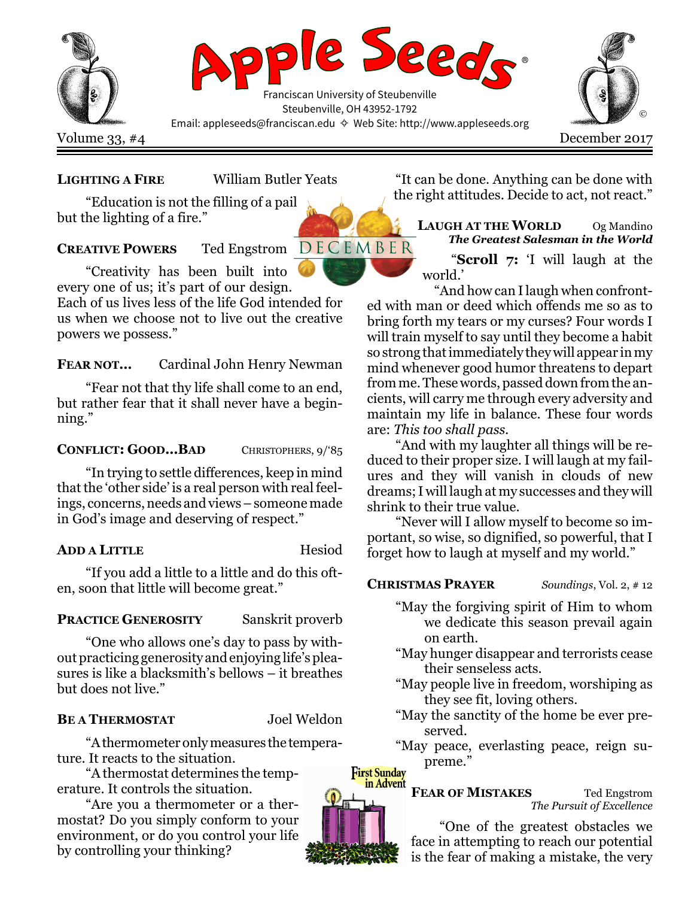# Apple Seeds®

Franciscan University of Steubenville
Steubenville, OH 43952-1792
Email: appleseeds@franciscan.edu ✧ Web Site: http://www.appleseeds.org

Volume 33, #4 December 2017

**LIGHTING A FIRE** William Butler Yeats

"Education is not the filling of a pail but the lighting of a fire."

**CREATIVE POWERS** Ted Engstrom

"Creativity has been built into every one of us; it's part of our design. Each of us lives less of the life God intended for us when we choose not to live out the creative powers we possess."

**FEAR NOT...** Cardinal John Henry Newman

"Fear not that thy life shall come to an end, but rather fear that it shall never have a beginning."

**CONFLICT: GOOD...BAD** CHRISTOPHERS, 9/'85

"In trying to settle differences, keep in mind that the 'other side' is a real person with real feelings, concerns, needs and views – someone made in God's image and deserving of respect."

**ADD A LITTLE** Hesiod

"If you add a little to a little and do this often, soon that little will become great."

**PRACTICE GENEROSITY** Sanskrit proverb

"One who allows one's day to pass by without practicing generosity and enjoying life's pleasures is like a blacksmith's bellows – it breathes but does not live."

**BE A THERMOSTAT** Joel Weldon

"A thermometer only measures the temperature. It reacts to the situation.

"A thermostat determines the temperature. It controls the situation.

"Are you a thermometer or a thermostat? Do you simply conform to your environment, or do you control your life by controlling your thinking?

"It can be done. Anything can be done with the right attitudes. Decide to act, not react."

**LAUGH AT THE WORLD** Og Mandino
***The Greatest Salesman in the World***

"**Scroll 7:** 'I will laugh at the world.'

"And how can I laugh when confronted with man or deed which offends me so as to bring forth my tears or my curses? Four words I will train myself to say until they become a habit so strong that immediately they will appear in my mind whenever good humor threatens to depart from me. These words, passed down from the ancients, will carry me through every adversity and maintain my life in balance. These four words are: *This too shall pass.*

"And with my laughter all things will be reduced to their proper size. I will laugh at my failures and they will vanish in clouds of new dreams; I will laugh at my successes and they will shrink to their true value.

"Never will I allow myself to become so important, so wise, so dignified, so powerful, that I forget how to laugh at myself and my world."

**CHRISTMAS PRAYER** *Soundings*, Vol. 2, # 12

"May the forgiving spirit of Him to whom we dedicate this season prevail again on earth.
"May hunger disappear and terrorists cease their senseless acts.
"May people live in freedom, worshiping as they see fit, loving others.
"May the sanctity of the home be ever preserved.
"May peace, everlasting peace, reign supreme."

**FEAR OF MISTAKES** Ted Engstrom
*The Pursuit of Excellence*

"One of the greatest obstacles we face in attempting to reach our potential is the fear of making a mistake, the very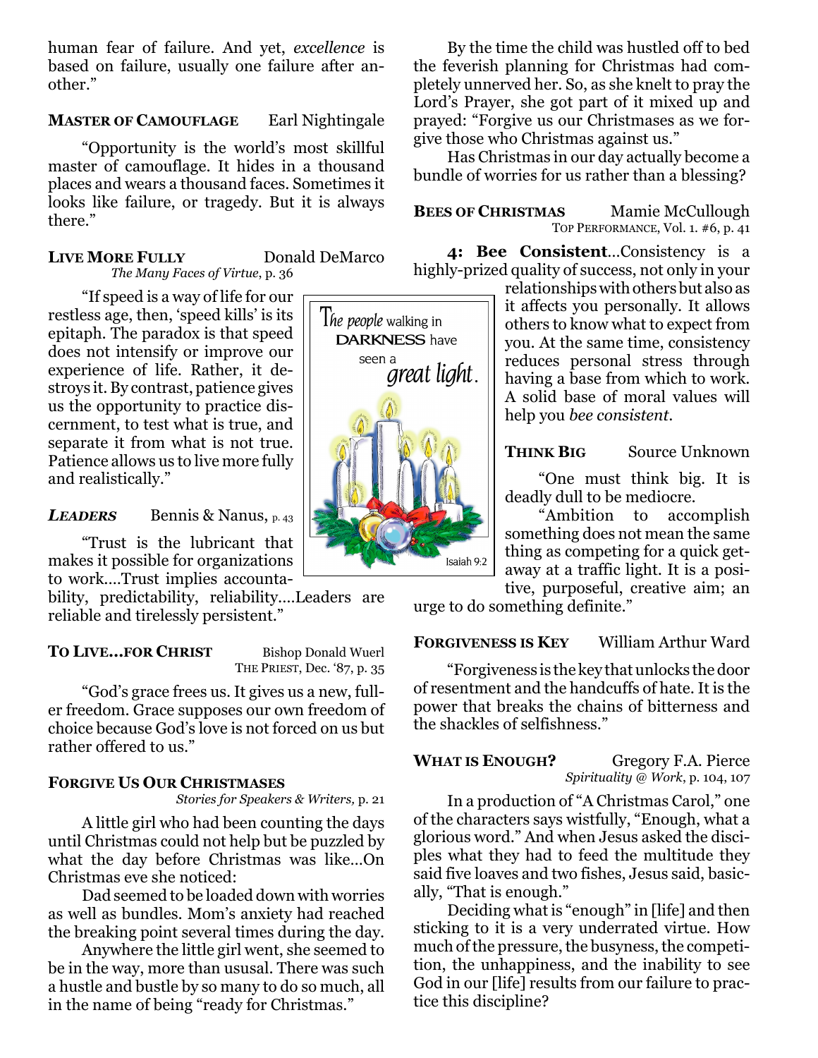human fear of failure. And yet, *excellence* is based on failure, usually one failure after another."

**MASTER OF CAMOUFLAGE** Earl Nightingale

"Opportunity is the world's most skillful master of camouflage. It hides in a thousand places and wears a thousand faces. Sometimes it looks like failure, or tragedy. But it is always there."

**LIVE MORE FULLY** Donald DeMarco
*The Many Faces of Virtue*, p. 36

"If speed is a way of life for our restless age, then, 'speed kills' is its epitaph. The paradox is that speed does not intensify or improve our experience of life. Rather, it destroys it. By contrast, patience gives us the opportunity to practice discernment, to test what is true, and separate it from what is not true. Patience allows us to live more fully and realistically."

***LEADERS*** Bennis & Nanus, p. 43

"Trust is the lubricant that makes it possible for organizations to work....Trust implies accountability, predictability, reliability....Leaders are reliable and tirelessly persistent."

**TO LIVE...FOR CHRIST** Bishop Donald Wuerl
THE PRIEST, Dec. '87, p. 35

"God's grace frees us. It gives us a new, fuller freedom. Grace supposes our own freedom of choice because God's love is not forced on us but rather offered to us."

**FORGIVE US OUR CHRISTMASES**
*Stories for Speakers & Writers,* p. 21

A little girl who had been counting the days until Christmas could not help but be puzzled by what the day before Christmas was like...On Christmas eve she noticed:

Dad seemed to be loaded down with worries as well as bundles. Mom's anxiety had reached the breaking point several times during the day.

Anywhere the little girl went, she seemed to be in the way, more than ususal. There was such a hustle and bustle by so many to do so much, all in the name of being "ready for Christmas."

By the time the child was hustled off to bed the feverish planning for Christmas had completely unnerved her. So, as she knelt to pray the Lord's Prayer, she got part of it mixed up and prayed: "Forgive us our Christmases as we forgive those who Christmas against us."

Has Christmas in our day actually become a bundle of worries for us rather than a blessing?

**BEES OF CHRISTMAS** Mamie McCullough
TOP PERFORMANCE, Vol. 1. #6, p. 41

**4: Bee Consistent**...Consistency is a highly-prized quality of success, not only in your relationships with others but also as it affects you personally. It allows others to know what to expect from you. At the same time, consistency reduces personal stress through having a base from which to work. A solid base of moral values will help you *bee consistent*.

The people walking in DARKNESS have seen a great light.
Isaiah 9:2

**THINK BIG** Source Unknown

"One must think big. It is deadly dull to be mediocre.

"Ambition to accomplish something does not mean the same thing as competing for a quick getaway at a traffic light. It is a positive, purposeful, creative aim; an urge to do something definite."

**FORGIVENESS IS KEY** William Arthur Ward

"Forgiveness is the key that unlocks the door of resentment and the handcuffs of hate. It is the power that breaks the chains of bitterness and the shackles of selfishness."

**WHAT IS ENOUGH?** Gregory F.A. Pierce
*Spirituality @ Work*, p. 104, 107

In a production of "A Christmas Carol," one of the characters says wistfully, "Enough, what a glorious word." And when Jesus asked the disciples what they had to feed the multitude they said five loaves and two fishes, Jesus said, basically, "That is enough."

Deciding what is "enough" in [life] and then sticking to it is a very underrated virtue. How much of the pressure, the busyness, the competition, the unhappiness, and the inability to see God in our [life] results from our failure to practice this discipline?